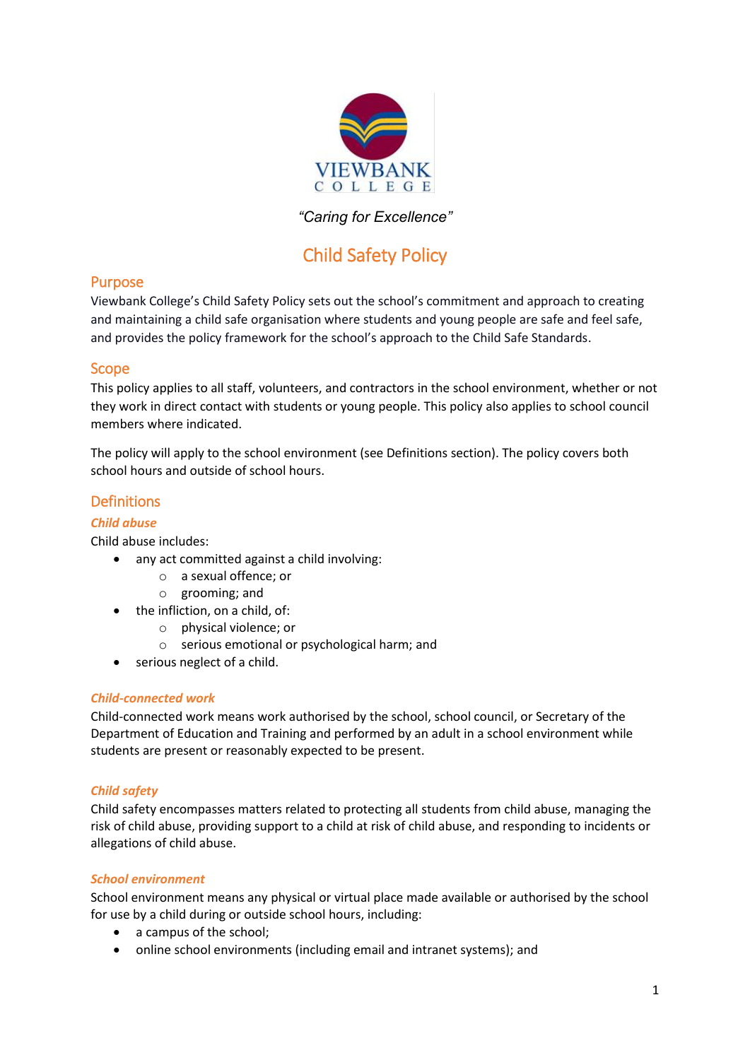VIEWBANK
COLLEGE

*"Caring for Excellence"*

# Child Safety Policy

## Purpose

Viewbank College's Child Safety Policy sets out the school's commitment and approach to creating and maintaining a child safe organisation where students and young people are safe and feel safe, and provides the policy framework for the school's approach to the Child Safe Standards.

## Scope

This policy applies to all staff, volunteers, and contractors in the school environment, whether or not they work in direct contact with students or young people. This policy also applies to school council members where indicated.

The policy will apply to the school environment (see Definitions section). The policy covers both school hours and outside of school hours.

## Definitions

### *Child abuse*

Child abuse includes:

- any act committed against a child involving:
  - a sexual offence; or
  - grooming; and
- the infliction, on a child, of:
  - physical violence; or
  - serious emotional or psychological harm; and
- serious neglect of a child.

### *Child-connected work*

Child-connected work means work authorised by the school, school council, or Secretary of the Department of Education and Training and performed by an adult in a school environment while students are present or reasonably expected to be present.

### *Child safety*

Child safety encompasses matters related to protecting all students from child abuse, managing the risk of child abuse, providing support to a child at risk of child abuse, and responding to incidents or allegations of child abuse.

### *School environment*

School environment means any physical or virtual place made available or authorised by the school for use by a child during or outside school hours, including:

- a campus of the school;
- online school environments (including email and intranet systems); and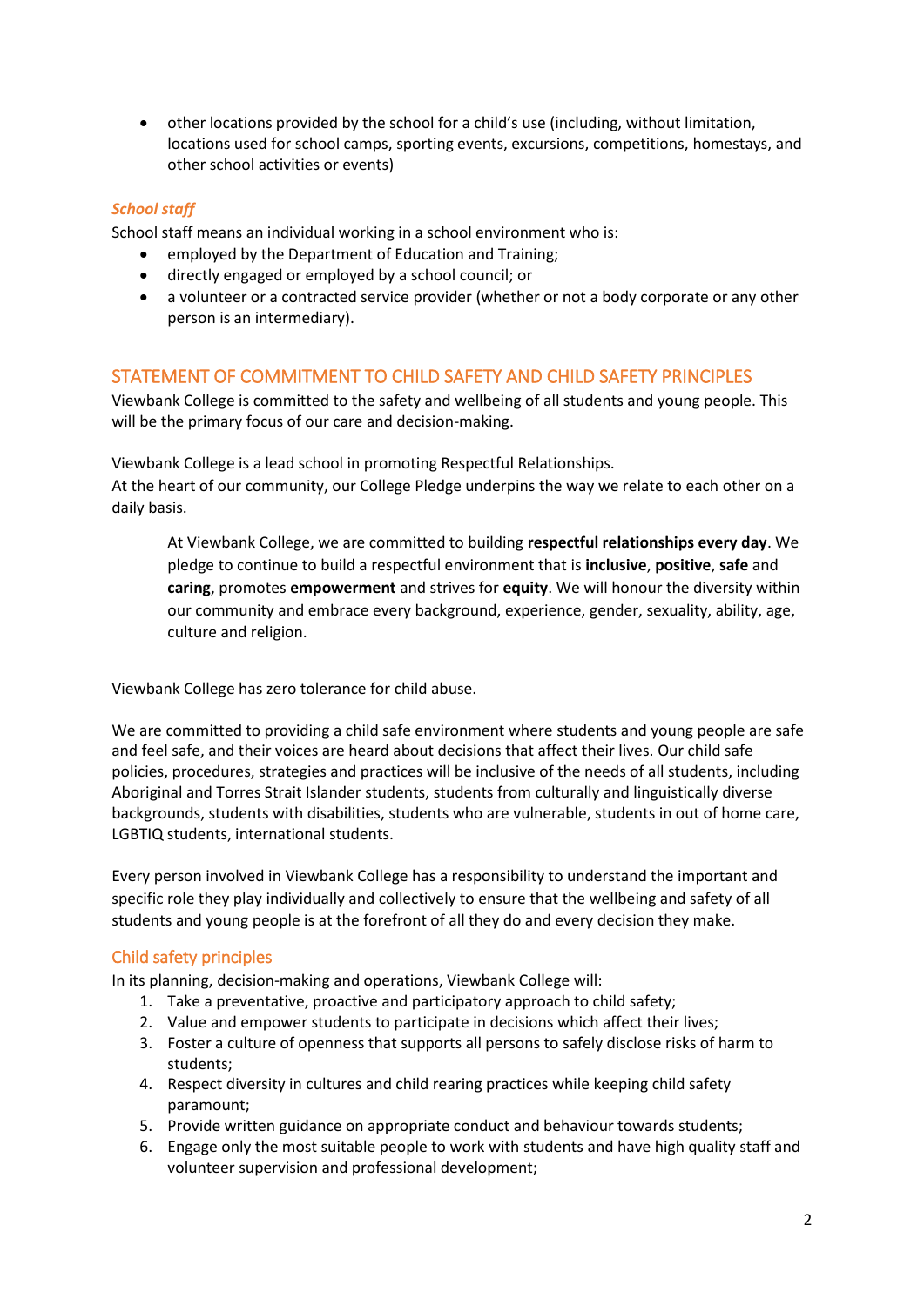- other locations provided by the school for a child's use (including, without limitation, locations used for school camps, sporting events, excursions, competitions, homestays, and other school activities or events)

### *School staff*

School staff means an individual working in a school environment who is:

- employed by the Department of Education and Training;
- directly engaged or employed by a school council; or
- a volunteer or a contracted service provider (whether or not a body corporate or any other person is an intermediary).

## STATEMENT OF COMMITMENT TO CHILD SAFETY AND CHILD SAFETY PRINCIPLES

Viewbank College is committed to the safety and wellbeing of all students and young people. This will be the primary focus of our care and decision-making.

Viewbank College is a lead school in promoting Respectful Relationships.
At the heart of our community, our College Pledge underpins the way we relate to each other on a daily basis.

> At Viewbank College, we are committed to building **respectful relationships every day**. We pledge to continue to build a respectful environment that is **inclusive**, **positive**, **safe** and **caring**, promotes **empowerment** and strives for **equity**. We will honour the diversity within our community and embrace every background, experience, gender, sexuality, ability, age, culture and religion.

Viewbank College has zero tolerance for child abuse.

We are committed to providing a child safe environment where students and young people are safe and feel safe, and their voices are heard about decisions that affect their lives. Our child safe policies, procedures, strategies and practices will be inclusive of the needs of all students, including Aboriginal and Torres Strait Islander students, students from culturally and linguistically diverse backgrounds, students with disabilities, students who are vulnerable, students in out of home care, LGBTIQ students, international students.

Every person involved in Viewbank College has a responsibility to understand the important and specific role they play individually and collectively to ensure that the wellbeing and safety of all students and young people is at the forefront of all they do and every decision they make.

### Child safety principles

In its planning, decision-making and operations, Viewbank College will:

1. Take a preventative, proactive and participatory approach to child safety;
2. Value and empower students to participate in decisions which affect their lives;
3. Foster a culture of openness that supports all persons to safely disclose risks of harm to students;
4. Respect diversity in cultures and child rearing practices while keeping child safety paramount;
5. Provide written guidance on appropriate conduct and behaviour towards students;
6. Engage only the most suitable people to work with students and have high quality staff and volunteer supervision and professional development;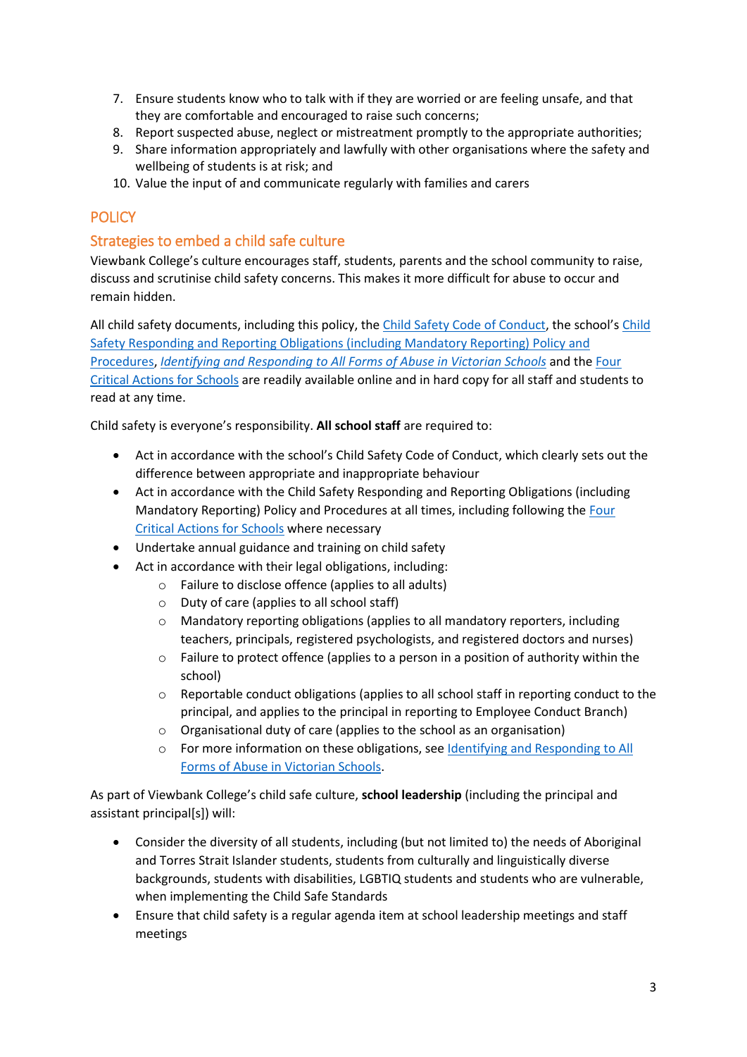7. Ensure students know who to talk with if they are worried or are feeling unsafe, and that they are comfortable and encouraged to raise such concerns;
8. Report suspected abuse, neglect or mistreatment promptly to the appropriate authorities;
9. Share information appropriately and lawfully with other organisations where the safety and wellbeing of students is at risk; and
10. Value the input of and communicate regularly with families and carers

## POLICY

### Strategies to embed a child safe culture

Viewbank College's culture encourages staff, students, parents and the school community to raise, discuss and scrutinise child safety concerns. This makes it more difficult for abuse to occur and remain hidden.

All child safety documents, including this policy, the Child Safety Code of Conduct, the school's Child Safety Responding and Reporting Obligations (including Mandatory Reporting) Policy and Procedures, *Identifying and Responding to All Forms of Abuse in Victorian Schools* and the Four Critical Actions for Schools are readily available online and in hard copy for all staff and students to read at any time.

Child safety is everyone's responsibility. **All school staff** are required to:

- Act in accordance with the school's Child Safety Code of Conduct, which clearly sets out the difference between appropriate and inappropriate behaviour
- Act in accordance with the Child Safety Responding and Reporting Obligations (including Mandatory Reporting) Policy and Procedures at all times, including following the Four Critical Actions for Schools where necessary
- Undertake annual guidance and training on child safety
- Act in accordance with their legal obligations, including:
  - Failure to disclose offence (applies to all adults)
  - Duty of care (applies to all school staff)
  - Mandatory reporting obligations (applies to all mandatory reporters, including teachers, principals, registered psychologists, and registered doctors and nurses)
  - Failure to protect offence (applies to a person in a position of authority within the school)
  - Reportable conduct obligations (applies to all school staff in reporting conduct to the principal, and applies to the principal in reporting to Employee Conduct Branch)
  - Organisational duty of care (applies to the school as an organisation)
  - For more information on these obligations, see Identifying and Responding to All Forms of Abuse in Victorian Schools.

As part of Viewbank College's child safe culture, **school leadership** (including the principal and assistant principal[s]) will:

- Consider the diversity of all students, including (but not limited to) the needs of Aboriginal and Torres Strait Islander students, students from culturally and linguistically diverse backgrounds, students with disabilities, LGBTIQ students and students who are vulnerable, when implementing the Child Safe Standards
- Ensure that child safety is a regular agenda item at school leadership meetings and staff meetings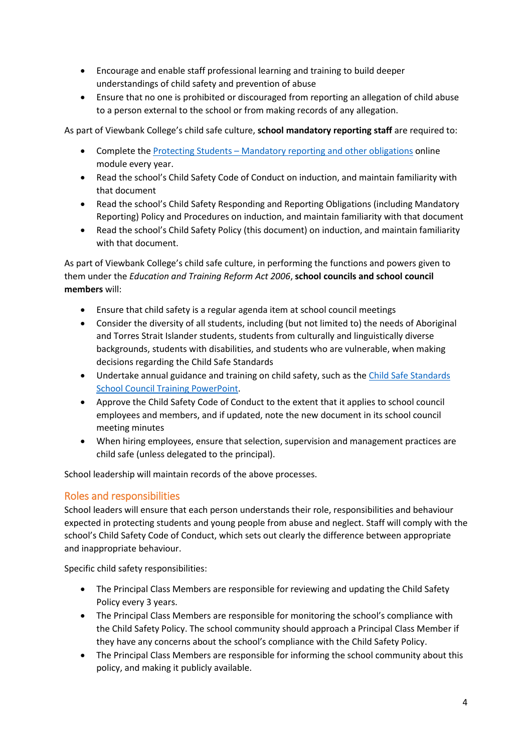- Encourage and enable staff professional learning and training to build deeper understandings of child safety and prevention of abuse
- Ensure that no one is prohibited or discouraged from reporting an allegation of child abuse to a person external to the school or from making records of any allegation.

As part of Viewbank College's child safe culture, **school mandatory reporting staff** are required to:

- Complete the [Protecting Students – Mandatory reporting and other obligations] online module every year.
- Read the school's Child Safety Code of Conduct on induction, and maintain familiarity with that document
- Read the school's Child Safety Responding and Reporting Obligations (including Mandatory Reporting) Policy and Procedures on induction, and maintain familiarity with that document
- Read the school's Child Safety Policy (this document) on induction, and maintain familiarity with that document.

As part of Viewbank College's child safe culture, in performing the functions and powers given to them under the *Education and Training Reform Act 2006*, **school councils and school council members** will:

- Ensure that child safety is a regular agenda item at school council meetings
- Consider the diversity of all students, including (but not limited to) the needs of Aboriginal and Torres Strait Islander students, students from culturally and linguistically diverse backgrounds, students with disabilities, and students who are vulnerable, when making decisions regarding the Child Safe Standards
- Undertake annual guidance and training on child safety, such as the [Child Safe Standards School Council Training PowerPoint].
- Approve the Child Safety Code of Conduct to the extent that it applies to school council employees and members, and if updated, note the new document in its school council meeting minutes
- When hiring employees, ensure that selection, supervision and management practices are child safe (unless delegated to the principal).

School leadership will maintain records of the above processes.

## Roles and responsibilities

School leaders will ensure that each person understands their role, responsibilities and behaviour expected in protecting students and young people from abuse and neglect. Staff will comply with the school's Child Safety Code of Conduct, which sets out clearly the difference between appropriate and inappropriate behaviour.

Specific child safety responsibilities:

- The Principal Class Members are responsible for reviewing and updating the Child Safety Policy every 3 years.
- The Principal Class Members are responsible for monitoring the school's compliance with the Child Safety Policy. The school community should approach a Principal Class Member if they have any concerns about the school's compliance with the Child Safety Policy.
- The Principal Class Members are responsible for informing the school community about this policy, and making it publicly available.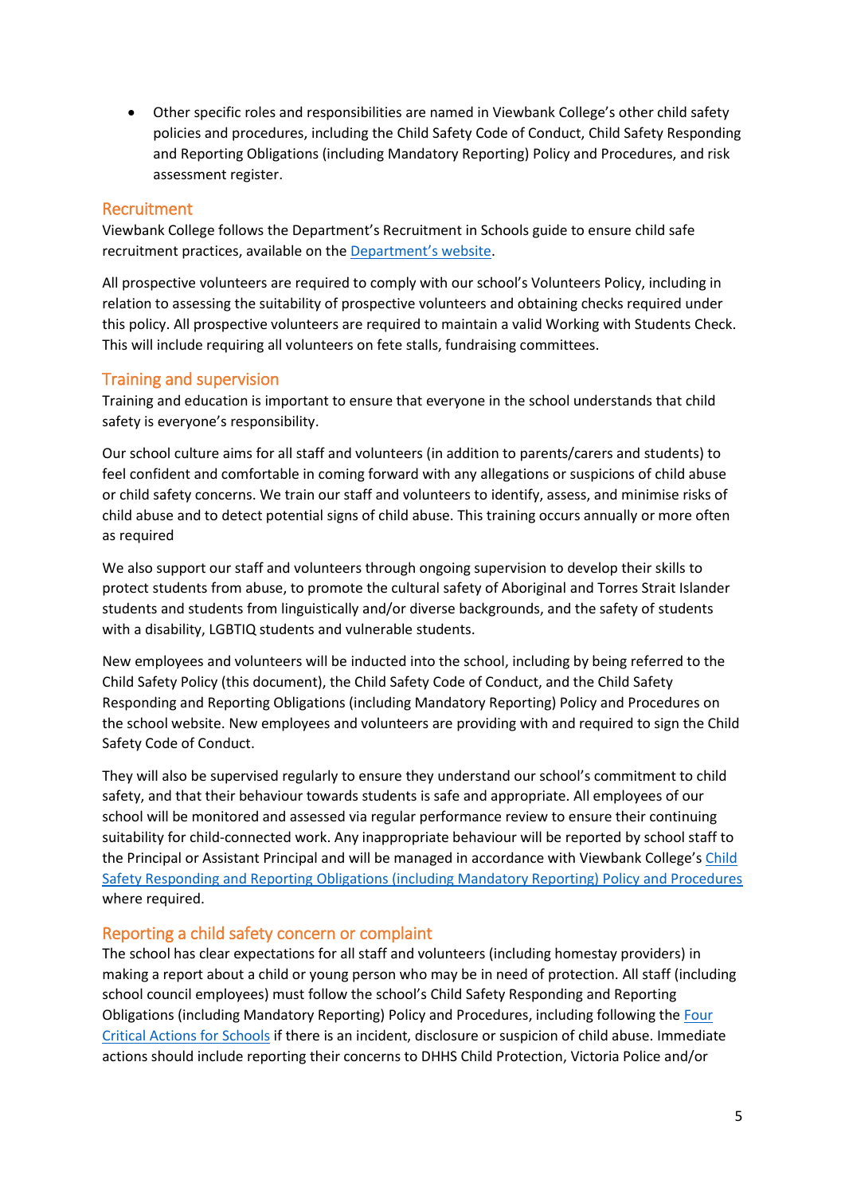- Other specific roles and responsibilities are named in Viewbank College's other child safety policies and procedures, including the Child Safety Code of Conduct, Child Safety Responding and Reporting Obligations (including Mandatory Reporting) Policy and Procedures, and risk assessment register.

## Recruitment

Viewbank College follows the Department's Recruitment in Schools guide to ensure child safe recruitment practices, available on the [Department's website](#).

All prospective volunteers are required to comply with our school's Volunteers Policy, including in relation to assessing the suitability of prospective volunteers and obtaining checks required under this policy. All prospective volunteers are required to maintain a valid Working with Students Check. This will include requiring all volunteers on fete stalls, fundraising committees.

## Training and supervision

Training and education is important to ensure that everyone in the school understands that child safety is everyone's responsibility.

Our school culture aims for all staff and volunteers (in addition to parents/carers and students) to feel confident and comfortable in coming forward with any allegations or suspicions of child abuse or child safety concerns. We train our staff and volunteers to identify, assess, and minimise risks of child abuse and to detect potential signs of child abuse. This training occurs annually or more often as required

We also support our staff and volunteers through ongoing supervision to develop their skills to protect students from abuse, to promote the cultural safety of Aboriginal and Torres Strait Islander students and students from linguistically and/or diverse backgrounds, and the safety of students with a disability, LGBTIQ students and vulnerable students.

New employees and volunteers will be inducted into the school, including by being referred to the Child Safety Policy (this document), the Child Safety Code of Conduct, and the Child Safety Responding and Reporting Obligations (including Mandatory Reporting) Policy and Procedures on the school website. New employees and volunteers are providing with and required to sign the Child Safety Code of Conduct.

They will also be supervised regularly to ensure they understand our school's commitment to child safety, and that their behaviour towards students is safe and appropriate. All employees of our school will be monitored and assessed via regular performance review to ensure their continuing suitability for child-connected work. Any inappropriate behaviour will be reported by school staff to the Principal or Assistant Principal and will be managed in accordance with Viewbank College's [Child Safety Responding and Reporting Obligations (including Mandatory Reporting) Policy and Procedures](#) where required.

## Reporting a child safety concern or complaint

The school has clear expectations for all staff and volunteers (including homestay providers) in making a report about a child or young person who may be in need of protection. All staff (including school council employees) must follow the school's Child Safety Responding and Reporting Obligations (including Mandatory Reporting) Policy and Procedures, including following the [Four Critical Actions for Schools](#) if there is an incident, disclosure or suspicion of child abuse. Immediate actions should include reporting their concerns to DHHS Child Protection, Victoria Police and/or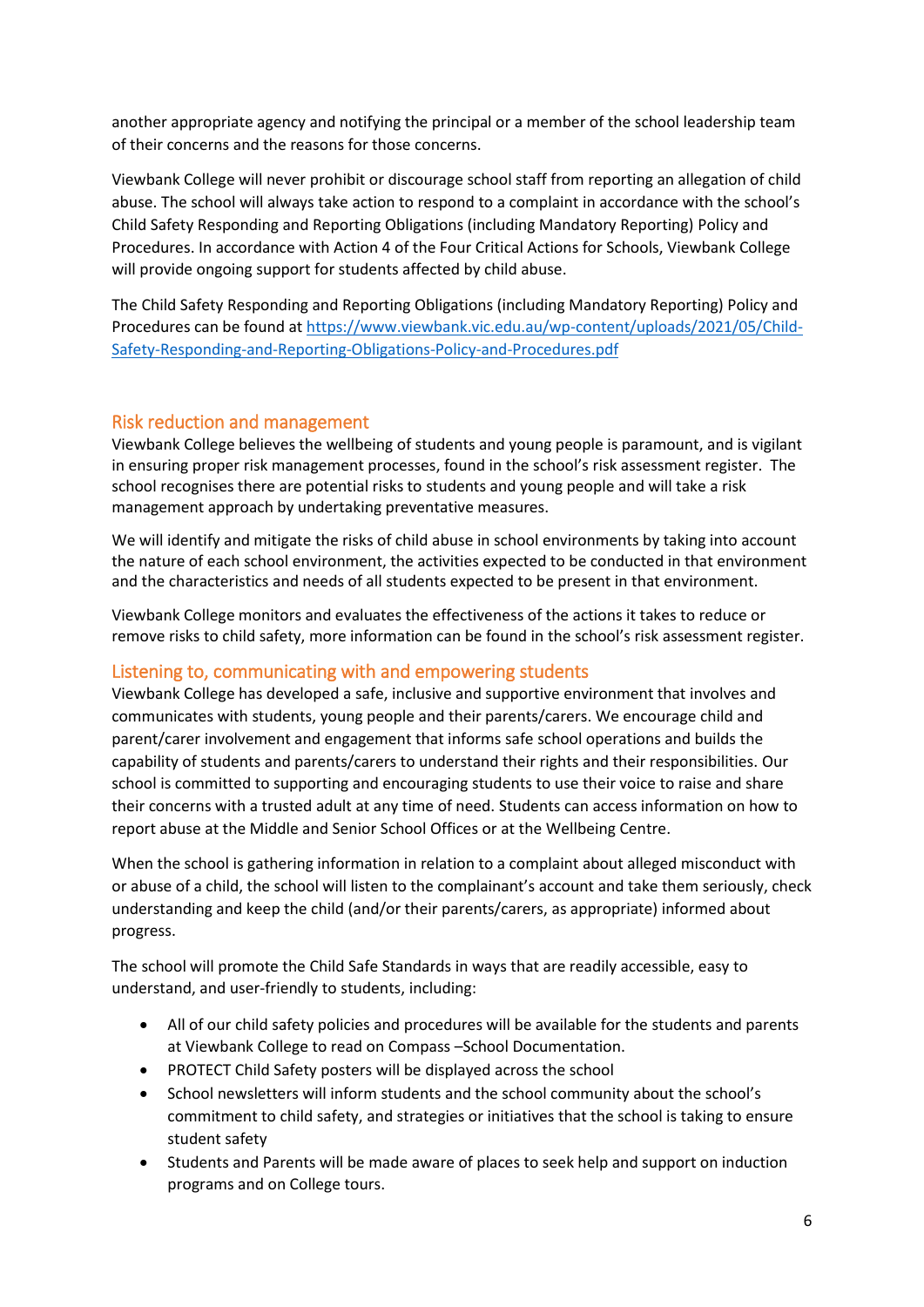another appropriate agency and notifying the principal or a member of the school leadership team of their concerns and the reasons for those concerns.

Viewbank College will never prohibit or discourage school staff from reporting an allegation of child abuse. The school will always take action to respond to a complaint in accordance with the school's Child Safety Responding and Reporting Obligations (including Mandatory Reporting) Policy and Procedures. In accordance with Action 4 of the Four Critical Actions for Schools, Viewbank College will provide ongoing support for students affected by child abuse.

The Child Safety Responding and Reporting Obligations (including Mandatory Reporting) Policy and Procedures can be found at [https://www.viewbank.vic.edu.au/wp-content/uploads/2021/05/Child-Safety-Responding-and-Reporting-Obligations-Policy-and-Procedures.pdf](https://www.viewbank.vic.edu.au/wp-content/uploads/2021/05/Child-Safety-Responding-and-Reporting-Obligations-Policy-and-Procedures.pdf)

## Risk reduction and management

Viewbank College believes the wellbeing of students and young people is paramount, and is vigilant in ensuring proper risk management processes, found in the school's risk assessment register. The school recognises there are potential risks to students and young people and will take a risk management approach by undertaking preventative measures.

We will identify and mitigate the risks of child abuse in school environments by taking into account the nature of each school environment, the activities expected to be conducted in that environment and the characteristics and needs of all students expected to be present in that environment.

Viewbank College monitors and evaluates the effectiveness of the actions it takes to reduce or remove risks to child safety, more information can be found in the school's risk assessment register.

## Listening to, communicating with and empowering students

Viewbank College has developed a safe, inclusive and supportive environment that involves and communicates with students, young people and their parents/carers. We encourage child and parent/carer involvement and engagement that informs safe school operations and builds the capability of students and parents/carers to understand their rights and their responsibilities. Our school is committed to supporting and encouraging students to use their voice to raise and share their concerns with a trusted adult at any time of need. Students can access information on how to report abuse at the Middle and Senior School Offices or at the Wellbeing Centre.

When the school is gathering information in relation to a complaint about alleged misconduct with or abuse of a child, the school will listen to the complainant's account and take them seriously, check understanding and keep the child (and/or their parents/carers, as appropriate) informed about progress.

The school will promote the Child Safe Standards in ways that are readily accessible, easy to understand, and user-friendly to students, including:

- All of our child safety policies and procedures will be available for the students and parents at Viewbank College to read on Compass –School Documentation.
- PROTECT Child Safety posters will be displayed across the school
- School newsletters will inform students and the school community about the school's commitment to child safety, and strategies or initiatives that the school is taking to ensure student safety
- Students and Parents will be made aware of places to seek help and support on induction programs and on College tours.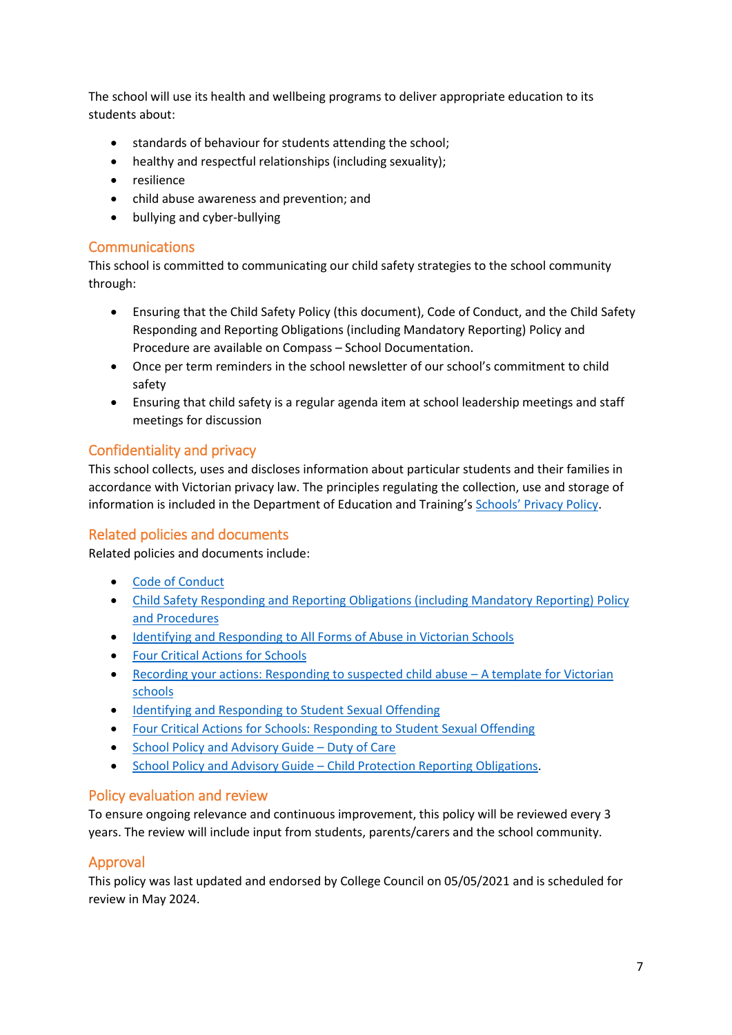The school will use its health and wellbeing programs to deliver appropriate education to its students about:

- standards of behaviour for students attending the school;
- healthy and respectful relationships (including sexuality);
- resilience
- child abuse awareness and prevention; and
- bullying and cyber-bullying

## Communications

This school is committed to communicating our child safety strategies to the school community through:

- Ensuring that the Child Safety Policy (this document), Code of Conduct, and the Child Safety Responding and Reporting Obligations (including Mandatory Reporting) Policy and Procedure are available on Compass – School Documentation.
- Once per term reminders in the school newsletter of our school's commitment to child safety
- Ensuring that child safety is a regular agenda item at school leadership meetings and staff meetings for discussion

## Confidentiality and privacy

This school collects, uses and discloses information about particular students and their families in accordance with Victorian privacy law. The principles regulating the collection, use and storage of information is included in the Department of Education and Training's Schools' Privacy Policy.

## Related policies and documents

Related policies and documents include:

- Code of Conduct
- Child Safety Responding and Reporting Obligations (including Mandatory Reporting) Policy and Procedures
- Identifying and Responding to All Forms of Abuse in Victorian Schools
- Four Critical Actions for Schools
- Recording your actions: Responding to suspected child abuse – A template for Victorian schools
- Identifying and Responding to Student Sexual Offending
- Four Critical Actions for Schools: Responding to Student Sexual Offending
- School Policy and Advisory Guide – Duty of Care
- School Policy and Advisory Guide – Child Protection Reporting Obligations.

## Policy evaluation and review

To ensure ongoing relevance and continuous improvement, this policy will be reviewed every 3 years. The review will include input from students, parents/carers and the school community.

## Approval

This policy was last updated and endorsed by College Council on 05/05/2021 and is scheduled for review in May 2024.